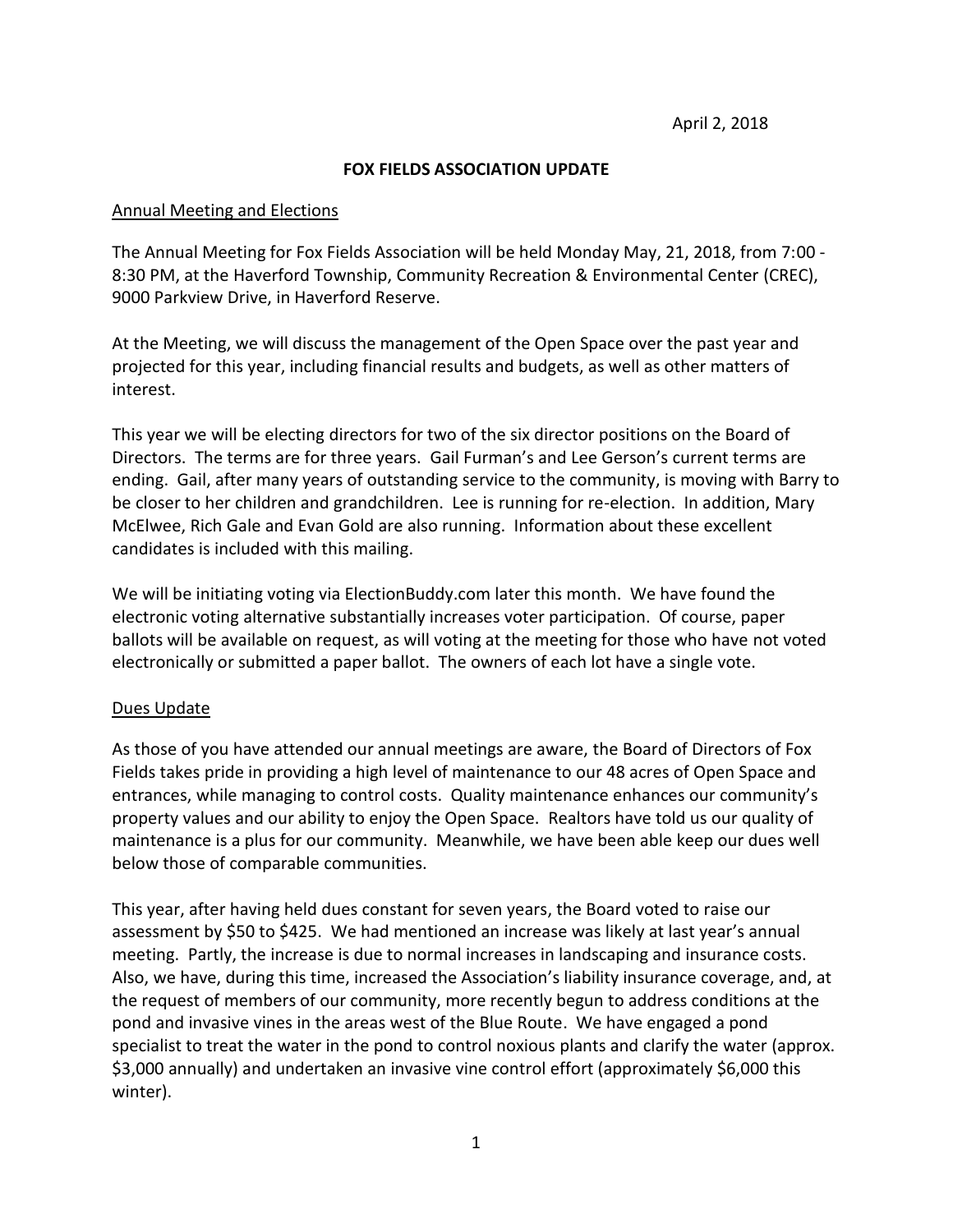April 2, 2018

# FOX FIELDS ASSOCIATION UPDATE

## Annual Meeting and Elections

The Annual Meeting for Fox Fields Association will be held Monday May, 21, 2018, from 7:00 - 8:30 PM, at the Haverford Township, Community Recreation & Environmental Center (CREC), 9000 Parkview Drive, in Haverford Reserve.

At the Meeting, we will discuss the management of the Open Space over the past year and projected for this year, including financial results and budgets, as well as other matters of interest.

This year we will be electing directors for two of the six director positions on the Board of Directors. The terms are for three years. Gail Furman's and Lee Gerson's current terms are ending. Gail, after many years of outstanding service to the community, is moving with Barry to be closer to her children and grandchildren. Lee is running for re-election. In addition, Mary McElwee, Rich Gale and Evan Gold are also running. Information about these excellent candidates is included with this mailing.

We will be initiating voting via ElectionBuddy.com later this month. We have found the electronic voting alternative substantially increases voter participation. Of course, paper ballots will be available on request, as will voting at the meeting for those who have not voted electronically or submitted a paper ballot. The owners of each lot have a single vote.

## Dues Update

As those of you have attended our annual meetings are aware, the Board of Directors of Fox Fields takes pride in providing a high level of maintenance to our 48 acres of Open Space and entrances, while managing to control costs. Quality maintenance enhances our community's property values and our ability to enjoy the Open Space. Realtors have told us our quality of maintenance is a plus for our community. Meanwhile, we have been able keep our dues well below those of comparable communities.

This year, after having held dues constant for seven years, the Board voted to raise our assessment by $50 to $425. We had mentioned an increase was likely at last year's annual meeting. Partly, the increase is due to normal increases in landscaping and insurance costs. Also, we have, during this time, increased the Association's liability insurance coverage, and, at the request of members of our community, more recently begun to address conditions at the pond and invasive vines in the areas west of the Blue Route. We have engaged a pond specialist to treat the water in the pond to control noxious plants and clarify the water (approx. $3,000 annually) and undertaken an invasive vine control effort (approximately $6,000 this winter).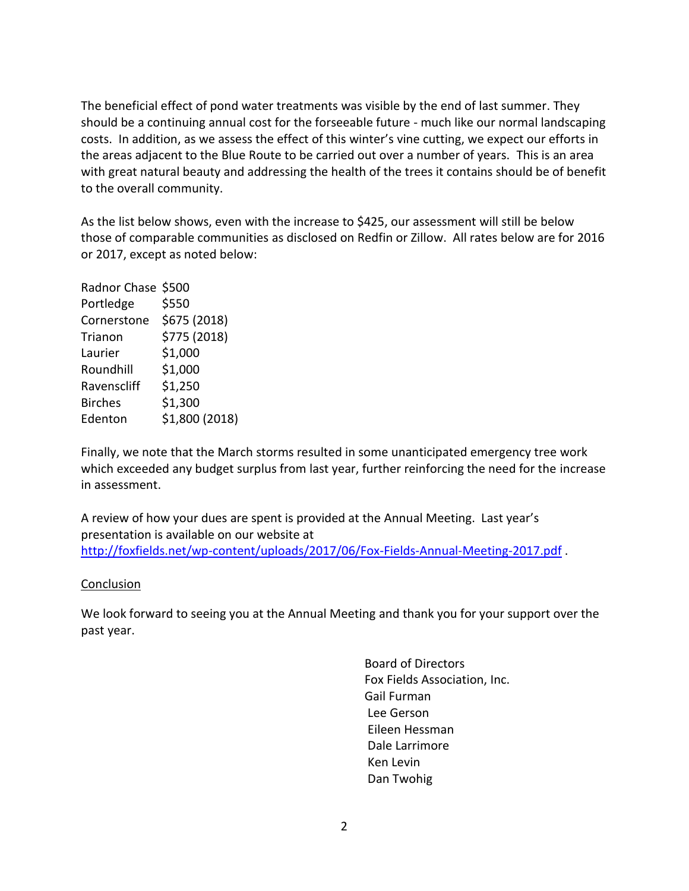The beneficial effect of pond water treatments was visible by the end of last summer. They should be a continuing annual cost for the forseeable future - much like our normal landscaping costs. In addition, as we assess the effect of this winter's vine cutting, we expect our efforts in the areas adjacent to the Blue Route to be carried out over a number of years. This is an area with great natural beauty and addressing the health of the trees it contains should be of benefit to the overall community.

As the list below shows, even with the increase to $425, our assessment will still be below those of comparable communities as disclosed on Redfin or Zillow. All rates below are for 2016 or 2017, except as noted below:

| | |
|---|---|
| Radnor Chase | $500 |
| Portledge | $550 |
| Cornerstone | $675 (2018) |
| Trianon | $775 (2018) |
| Laurier | $1,000 |
| Roundhill | $1,000 |
| Ravenscliff | $1,250 |
| Birches | $1,300 |
| Edenton | $1,800 (2018) |

Finally, we note that the March storms resulted in some unanticipated emergency tree work which exceeded any budget surplus from last year, further reinforcing the need for the increase in assessment.

A review of how your dues are spent is provided at the Annual Meeting. Last year's presentation is available on our website at http://foxfields.net/wp-content/uploads/2017/06/Fox-Fields-Annual-Meeting-2017.pdf .

## Conclusion

We look forward to seeing you at the Annual Meeting and thank you for your support over the past year.

Board of Directors  
Fox Fields Association, Inc.  
Gail Furman  
Lee Gerson  
Eileen Hessman  
Dale Larrimore  
Ken Levin  
Dan Twohig